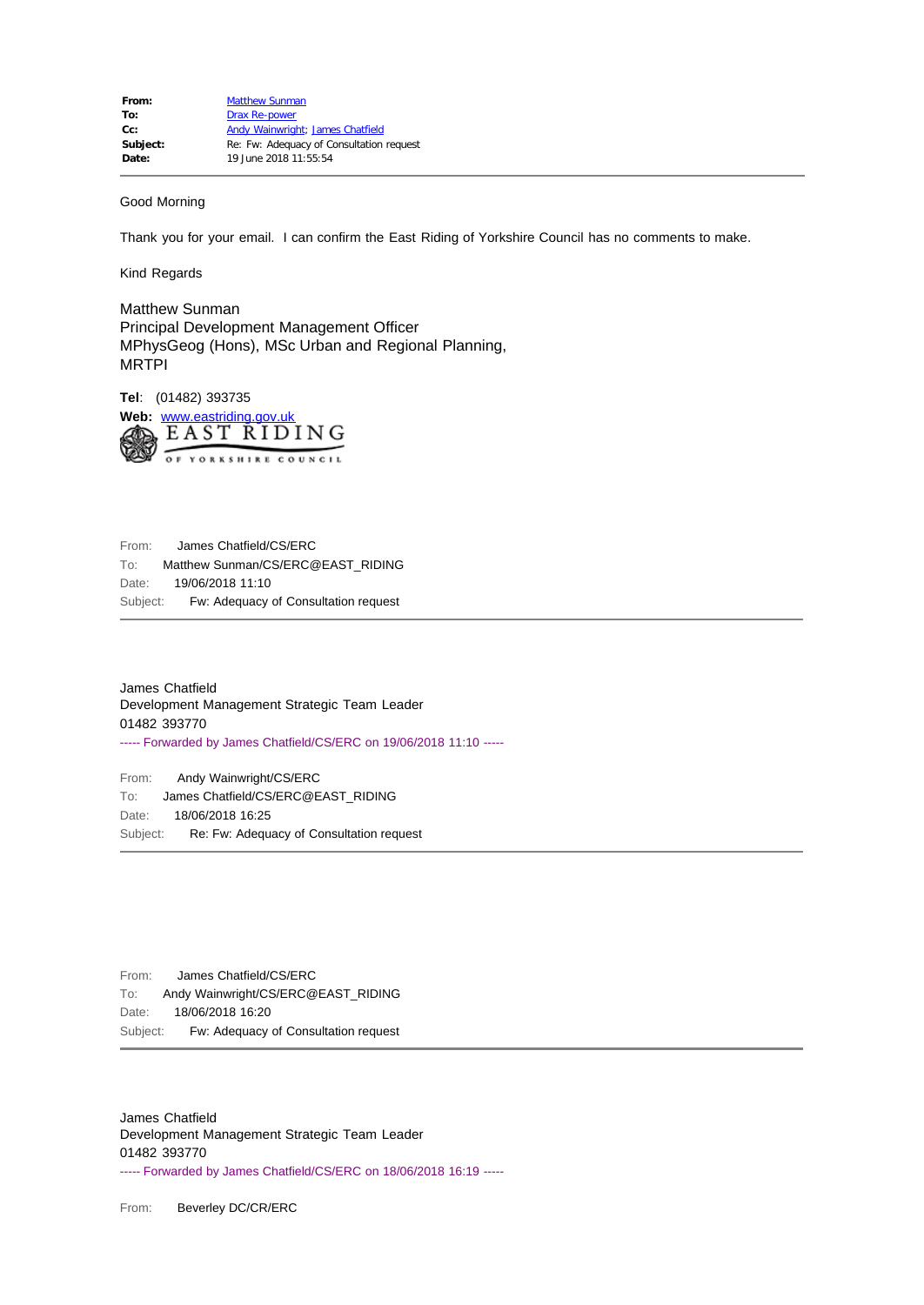| | |
|---|---|
| **From:** | Matthew Sunman |
| **To:** | Drax Re-power |
| **Cc:** | Andy Wainwright; James Chatfield |
| **Subject:** | Re: Fw: Adequacy of Consultation request |
| **Date:** | 19 June 2018 11:55:54 |

---

Good Morning

Thank you for your email. I can confirm the East Riding of Yorkshire Council has no comments to make.

Kind Regards

Matthew Sunman
Principal Development Management Officer
MPhysGeog (Hons), MSc Urban and Regional Planning, MRTPI

**Tel**: (01482) 393735
**Web:** www.eastriding.gov.uk

EAST RIDING
OF YORKSHIRE COUNCIL

From: James Chatfield/CS/ERC
To: Matthew Sunman/CS/ERC@EAST_RIDING
Date: 19/06/2018 11:10
Subject: Fw: Adequacy of Consultation request

---

James Chatfield
Development Management Strategic Team Leader
01482 393770
----- Forwarded by James Chatfield/CS/ERC on 19/06/2018 11:10 -----

From: Andy Wainwright/CS/ERC
To: James Chatfield/CS/ERC@EAST_RIDING
Date: 18/06/2018 16:25
Subject: Re: Fw: Adequacy of Consultation request

---

From: James Chatfield/CS/ERC
To: Andy Wainwright/CS/ERC@EAST_RIDING
Date: 18/06/2018 16:20
Subject: Fw: Adequacy of Consultation request

---

James Chatfield
Development Management Strategic Team Leader
01482 393770
----- Forwarded by James Chatfield/CS/ERC on 18/06/2018 16:19 -----

From: Beverley DC/CR/ERC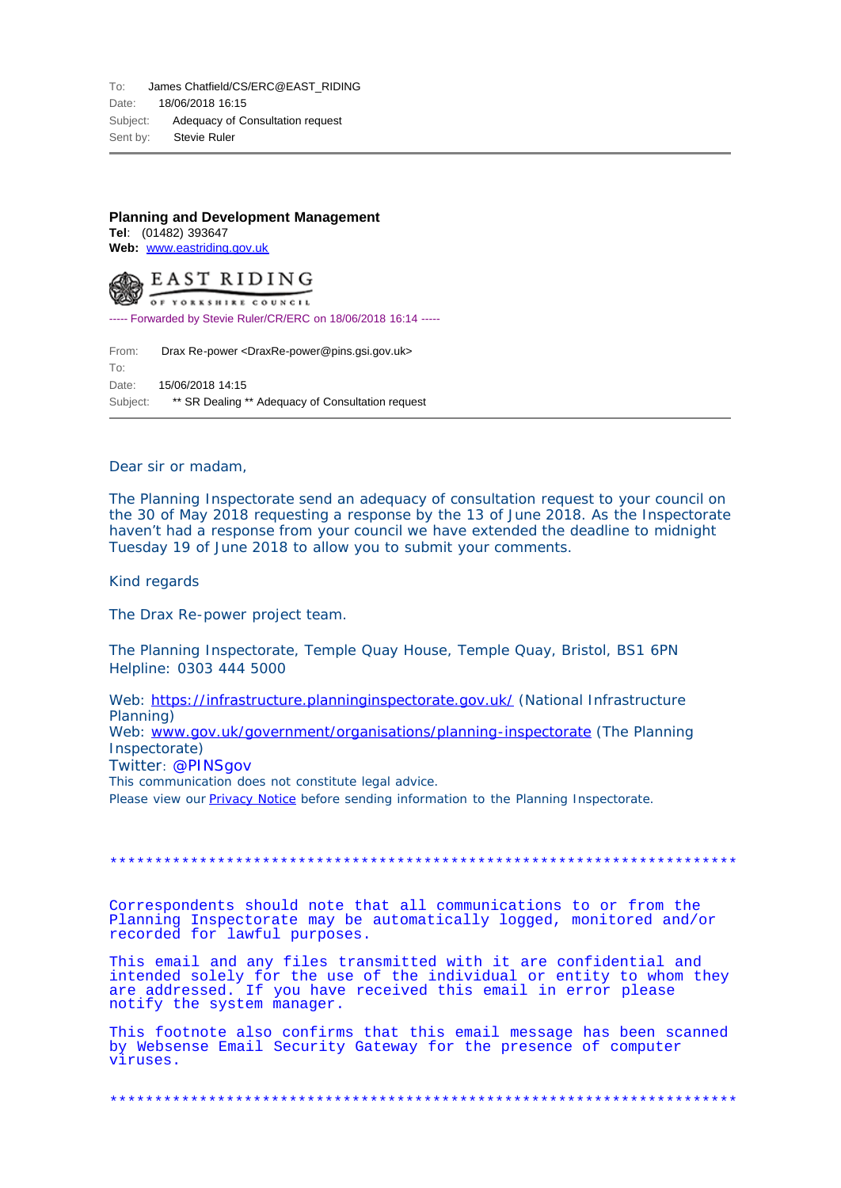To: James Chatfield/CS/ERC@EAST_RIDING
Date: 18/06/2018 16:15
Subject: Adequacy of Consultation request
Sent by: Stevie Ruler

---

**Planning and Development Management**
**Tel**: (01482) 393647
**Web:** www.eastriding.gov.uk

EAST RIDING
OF YORKSHIRE COUNCIL

----- Forwarded by Stevie Ruler/CR/ERC on 18/06/2018 16:14 -----

From: Drax Re-power <DraxRe-power@pins.gsi.gov.uk>
To:
Date: 15/06/2018 14:15
Subject: ** SR Dealing ** Adequacy of Consultation request

---

Dear sir or madam,

The Planning Inspectorate send an adequacy of consultation request to your council on the 30 of May 2018 requesting a response by the 13 of June 2018. As the Inspectorate haven't had a response from your council we have extended the deadline to midnight Tuesday 19 of June 2018 to allow you to submit your comments.

Kind regards

The Drax Re-power project team.

The Planning Inspectorate, Temple Quay House, Temple Quay, Bristol, BS1 6PN
Helpline: 0303 444 5000

Web: https://infrastructure.planninginspectorate.gov.uk/ (National Infrastructure Planning)
Web: www.gov.uk/government/organisations/planning-inspectorate (The Planning Inspectorate)
Twitter: @PINSgov
This communication does not constitute legal advice.
Please view our Privacy Notice before sending information to the Planning Inspectorate.

**********************************************************************

Correspondents should note that all communications to or from the Planning Inspectorate may be automatically logged, monitored and/or recorded for lawful purposes.

This email and any files transmitted with it are confidential and intended solely for the use of the individual or entity to whom they are addressed. If you have received this email in error please notify the system manager.

This footnote also confirms that this email message has been scanned by Websense Email Security Gateway for the presence of computer viruses.

**********************************************************************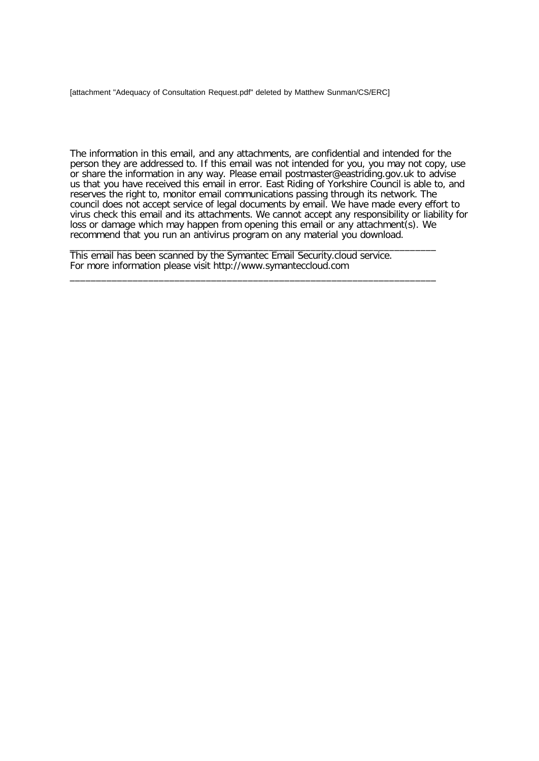[attachment "Adequacy of Consultation Request.pdf" deleted by Matthew Sunman/CS/ERC]

The information in this email, and any attachments, are confidential and intended for the person they are addressed to. If this email was not intended for you, you may not copy, use or share the information in any way. Please email postmaster@eastriding.gov.uk to advise us that you have received this email in error. East Riding of Yorkshire Council is able to, and reserves the right to, monitor email communications passing through its network. The council does not accept service of legal documents by email. We have made every effort to virus check this email and its attachments. We cannot accept any responsibility or liability for loss or damage which may happen from opening this email or any attachment(s). We recommend that you run an antivirus program on any material you download.

______________________________________________________________________

This email has been scanned by the Symantec Email Security.cloud service.
For more information please visit http://www.symanteccloud.com

______________________________________________________________________